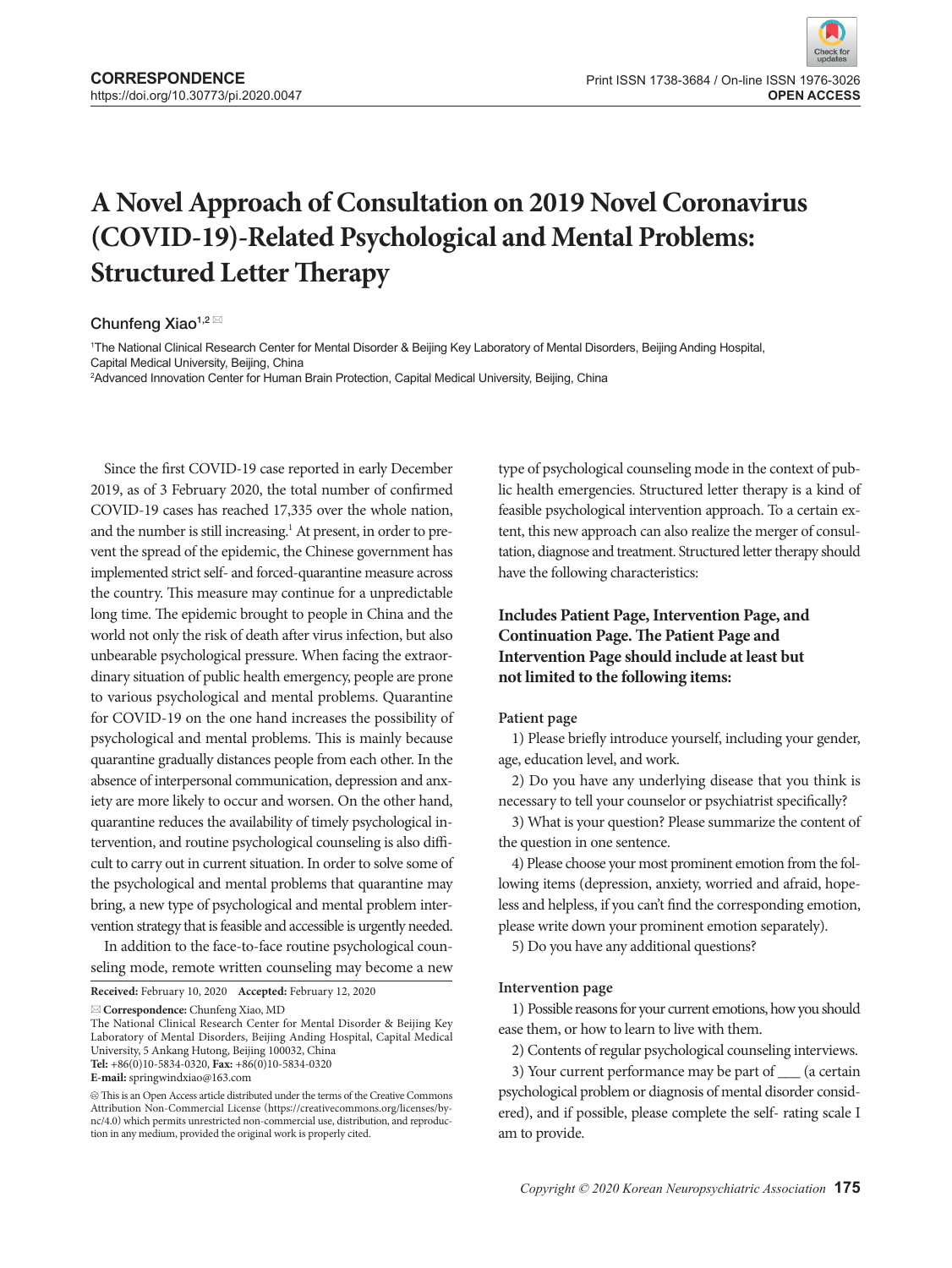CORRESPONDENCE
https://doi.org/10.30773/pi.2020.0047

Print ISSN 1738-3684 / On-line ISSN 1976-3026
OPEN ACCESS

# A Novel Approach of Consultation on 2019 Novel Coronavirus (COVID-19)-Related Psychological and Mental Problems: Structured Letter Therapy

Chunfeng Xiao[1,2] ✉

[1]The National Clinical Research Center for Mental Disorder & Beijing Key Laboratory of Mental Disorders, Beijing Anding Hospital, Capital Medical University, Beijing, China
[2]Advanced Innovation Center for Human Brain Protection, Capital Medical University, Beijing, China

Since the first COVID-19 case reported in early December 2019, as of 3 February 2020, the total number of confirmed COVID-19 cases has reached 17,335 over the whole nation, and the number is still increasing.[1] At present, in order to prevent the spread of the epidemic, the Chinese government has implemented strict self- and forced-quarantine measure across the country. This measure may continue for a unpredictable long time. The epidemic brought to people in China and the world not only the risk of death after virus infection, but also unbearable psychological pressure. When facing the extraordinary situation of public health emergency, people are prone to various psychological and mental problems. Quarantine for COVID-19 on the one hand increases the possibility of psychological and mental problems. This is mainly because quarantine gradually distances people from each other. In the absence of interpersonal communication, depression and anxiety are more likely to occur and worsen. On the other hand, quarantine reduces the availability of timely psychological intervention, and routine psychological counseling is also difficult to carry out in current situation. In order to solve some of the psychological and mental problems that quarantine may bring, a new type of psychological and mental problem intervention strategy that is feasible and accessible is urgently needed.

In addition to the face-to-face routine psychological counseling mode, remote written counseling may become a new type of psychological counseling mode in the context of public health emergencies. Structured letter therapy is a kind of feasible psychological intervention approach. To a certain extent, this new approach can also realize the merger of consultation, diagnose and treatment. Structured letter therapy should have the following characteristics:

**Includes Patient Page, Intervention Page, and Continuation Page. The Patient Page and Intervention Page should include at least but not limited to the following items:**

**Patient page**

1) Please briefly introduce yourself, including your gender, age, education level, and work.

2) Do you have any underlying disease that you think is necessary to tell your counselor or psychiatrist specifically?

3) What is your question? Please summarize the content of the question in one sentence.

4) Please choose your most prominent emotion from the following items (depression, anxiety, worried and afraid, hopeless and helpless, if you can't find the corresponding emotion, please write down your prominent emotion separately).

5) Do you have any additional questions?

**Intervention page**

1) Possible reasons for your current emotions, how you should ease them, or how to learn to live with them.

2) Contents of regular psychological counseling interviews.

3) Your current performance may be part of ___ (a certain psychological problem or diagnosis of mental disorder considered), and if possible, please complete the self- rating scale I am to provide.

**Received:** February 10, 2020 **Accepted:** February 12, 2020

✉ **Correspondence:** Chunfeng Xiao, MD
The National Clinical Research Center for Mental Disorder & Beijing Key Laboratory of Mental Disorders, Beijing Anding Hospital, Capital Medical University, 5 Ankang Hutong, Beijing 100032, China
**Tel:** +86(0)10-5834-0320, **Fax:** +86(0)10-5834-0320
**E-mail:** springwindxiao@163.com

Ⓒ This is an Open Access article distributed under the terms of the Creative Commons Attribution Non-Commercial License (https://creativecommons.org/licenses/by-nc/4.0) which permits unrestricted non-commercial use, distribution, and reproduction in any medium, provided the original work is properly cited.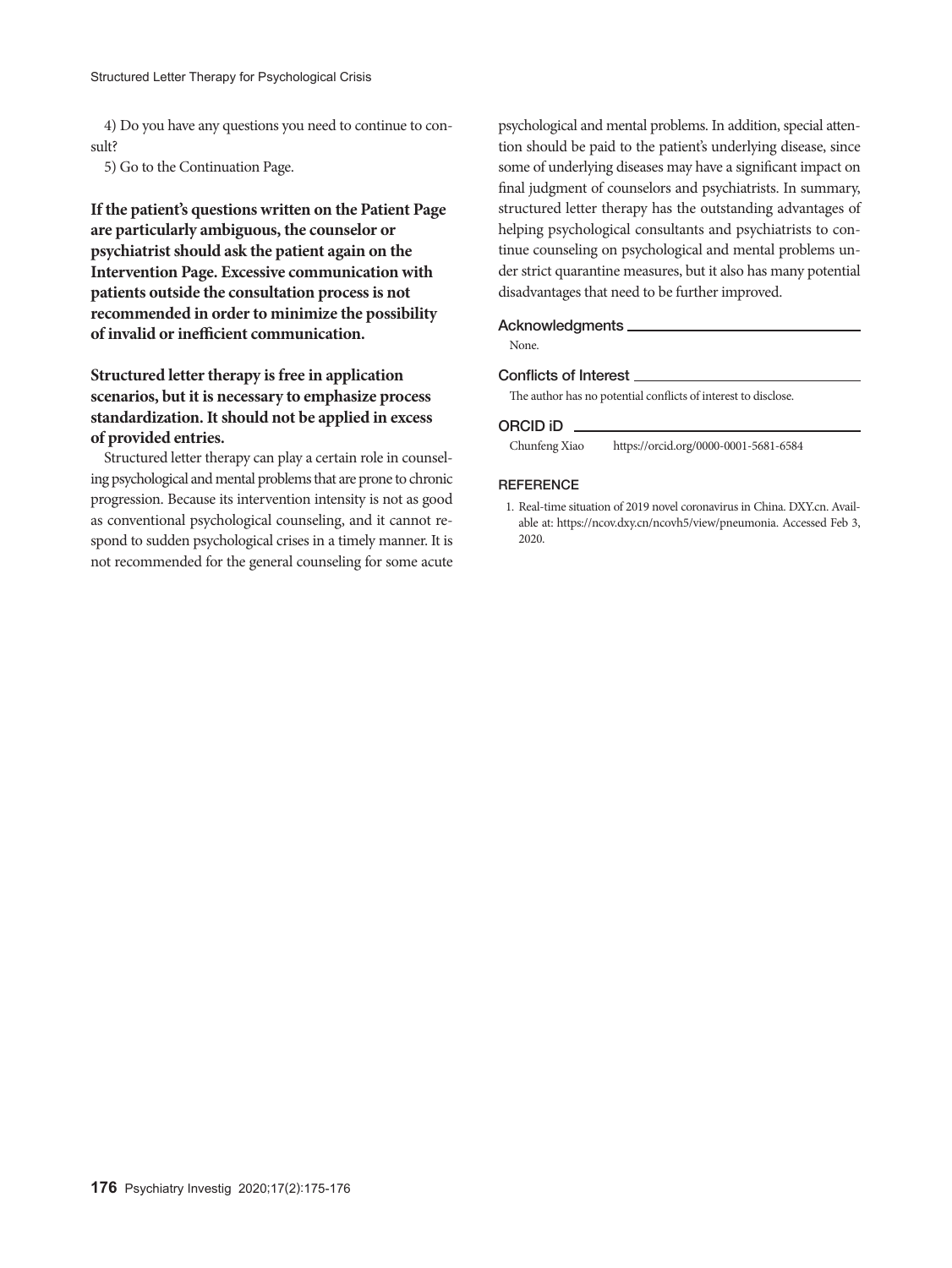4) Do you have any questions you need to continue to consult?

5) Go to the Continuation Page.

**If the patient's questions written on the Patient Page are particularly ambiguous, the counselor or psychiatrist should ask the patient again on the Intervention Page. Excessive communication with patients outside the consultation process is not recommended in order to minimize the possibility of invalid or inefficient communication.**

**Structured letter therapy is free in application scenarios, but it is necessary to emphasize process standardization. It should not be applied in excess of provided entries.**

Structured letter therapy can play a certain role in counseling psychological and mental problems that are prone to chronic progression. Because its intervention intensity is not as good as conventional psychological counseling, and it cannot respond to sudden psychological crises in a timely manner. It is not recommended for the general counseling for some acute psychological and mental problems. In addition, special attention should be paid to the patient's underlying disease, since some of underlying diseases may have a significant impact on final judgment of counselors and psychiatrists. In summary, structured letter therapy has the outstanding advantages of helping psychological consultants and psychiatrists to continue counseling on psychological and mental problems under strict quarantine measures, but it also has many potential disadvantages that need to be further improved.

## Acknowledgments

None.

## Conflicts of Interest

The author has no potential conflicts of interest to disclose.

## ORCID iD

Chunfeng Xiao https://orcid.org/0000-0001-5681-6584

## REFERENCE

1. Real-time situation of 2019 novel coronavirus in China. DXY.cn. Available at: https://ncov.dxy.cn/ncovh5/view/pneumonia. Accessed Feb 3, 2020.